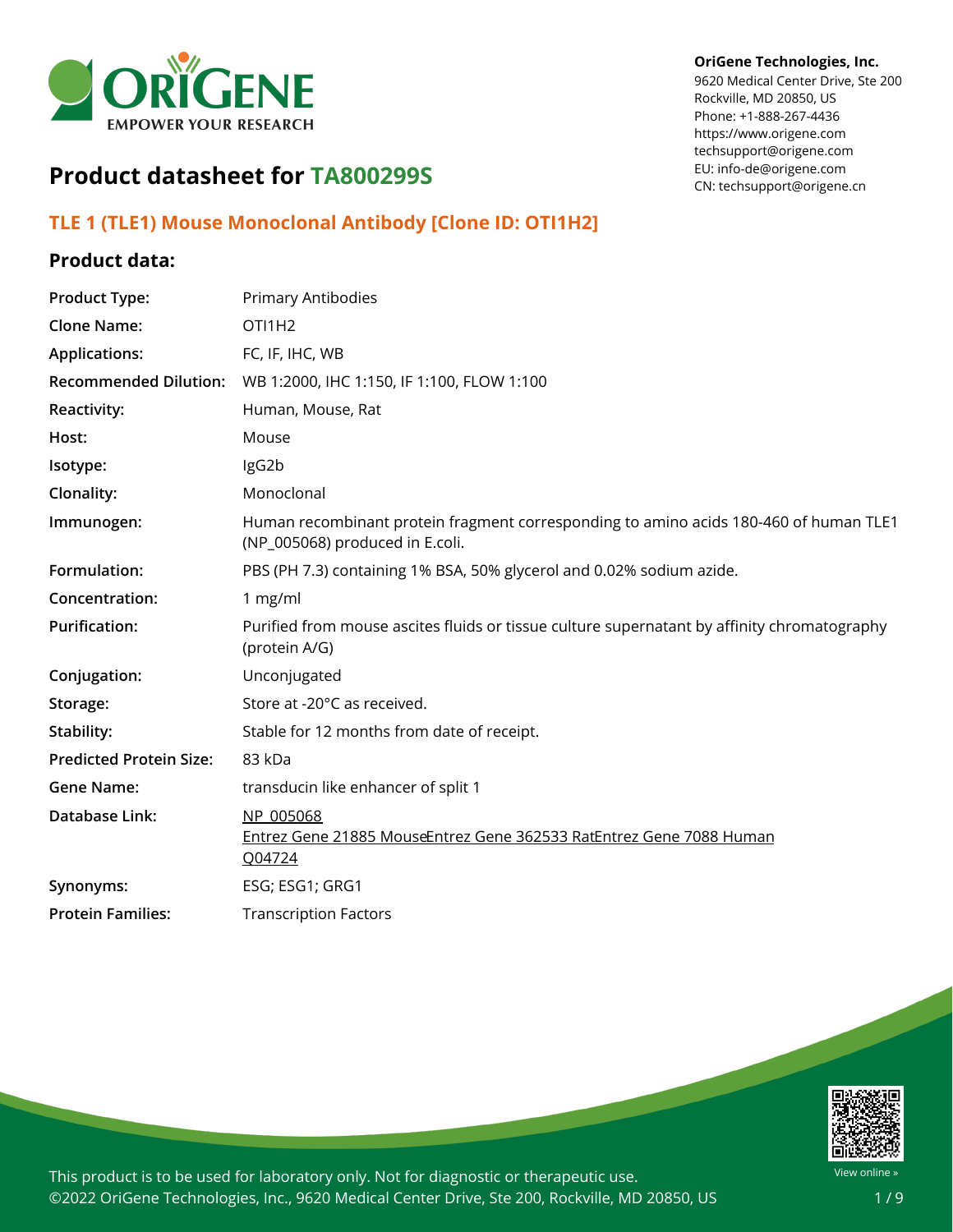**OriGene Technologies, Inc.**
9620 Medical Center Drive, Ste 200
Rockville, MD 20850, US
Phone: +1-888-267-4436
https://www.origene.com
techsupport@origene.com
EU: info-de@origene.com
CN: techsupport@origene.cn

# Product datasheet for TA800299S

## TLE 1 (TLE1) Mouse Monoclonal Antibody [Clone ID: OTI1H2]

### Product data:

| | |
|---|---|
| **Product Type:** | Primary Antibodies |
| **Clone Name:** | OTI1H2 |
| **Applications:** | FC, IF, IHC, WB |
| **Recommended Dilution:** | WB 1:2000, IHC 1:150, IF 1:100, FLOW 1:100 |
| **Reactivity:** | Human, Mouse, Rat |
| **Host:** | Mouse |
| **Isotype:** | IgG2b |
| **Clonality:** | Monoclonal |
| **Immunogen:** | Human recombinant protein fragment corresponding to amino acids 180-460 of human TLE1 (NP_005068) produced in E.coli. |
| **Formulation:** | PBS (PH 7.3) containing 1% BSA, 50% glycerol and 0.02% sodium azide. |
| **Concentration:** | 1 mg/ml |
| **Purification:** | Purified from mouse ascites fluids or tissue culture supernatant by affinity chromatography (protein A/G) |
| **Conjugation:** | Unconjugated |
| **Storage:** | Store at -20°C as received. |
| **Stability:** | Stable for 12 months from date of receipt. |
| **Predicted Protein Size:** | 83 kDa |
| **Gene Name:** | transducin like enhancer of split 1 |
| **Database Link:** | NP_005068<br>Entrez Gene 21885 MouseEntrez Gene 362533 RatEntrez Gene 7088 Human<br>Q04724 |
| **Synonyms:** | ESG; ESG1; GRG1 |
| **Protein Families:** | Transcription Factors |

This product is to be used for laboratory only. Not for diagnostic or therapeutic use.
©2022 OriGene Technologies, Inc., 9620 Medical Center Drive, Ste 200, Rockville, MD 20850, US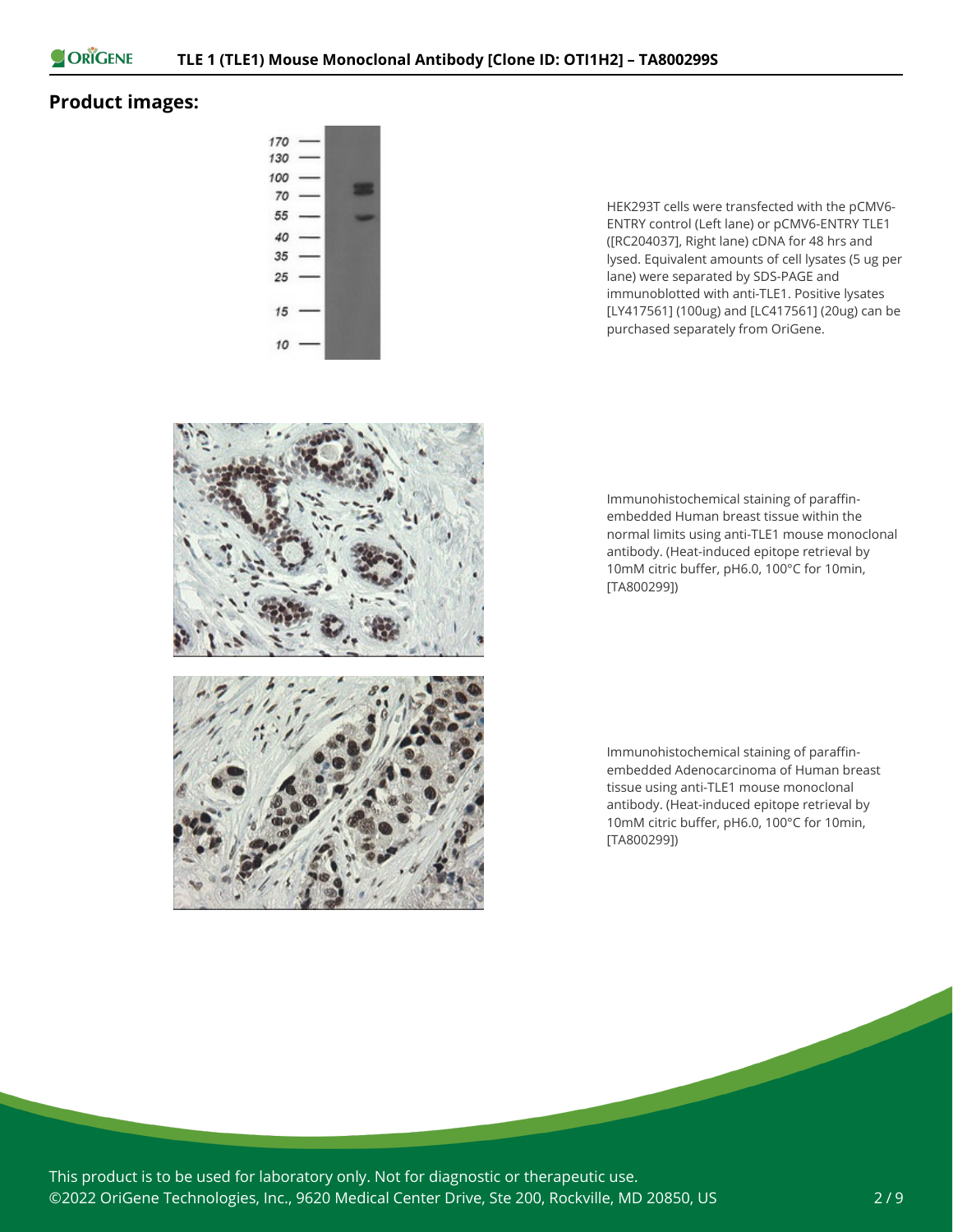## Product images:

HEK293T cells were transfected with the pCMV6-ENTRY control (Left lane) or pCMV6-ENTRY TLE1 ([RC204037], Right lane) cDNA for 48 hrs and lysed. Equivalent amounts of cell lysates (5 ug per lane) were separated by SDS-PAGE and immunoblotted with anti-TLE1. Positive lysates [LY417561] (100ug) and [LC417561] (20ug) can be purchased separately from OriGene.

Immunohistochemical staining of paraffin-embedded Human breast tissue within the normal limits using anti-TLE1 mouse monoclonal antibody. (Heat-induced epitope retrieval by 10mM citric buffer, pH6.0, 100°C for 10min, [TA800299])

Immunohistochemical staining of paraffin-embedded Adenocarcinoma of Human breast tissue using anti-TLE1 mouse monoclonal antibody. (Heat-induced epitope retrieval by 10mM citric buffer, pH6.0, 100°C for 10min, [TA800299])

This product is to be used for laboratory only. Not for diagnostic or therapeutic use.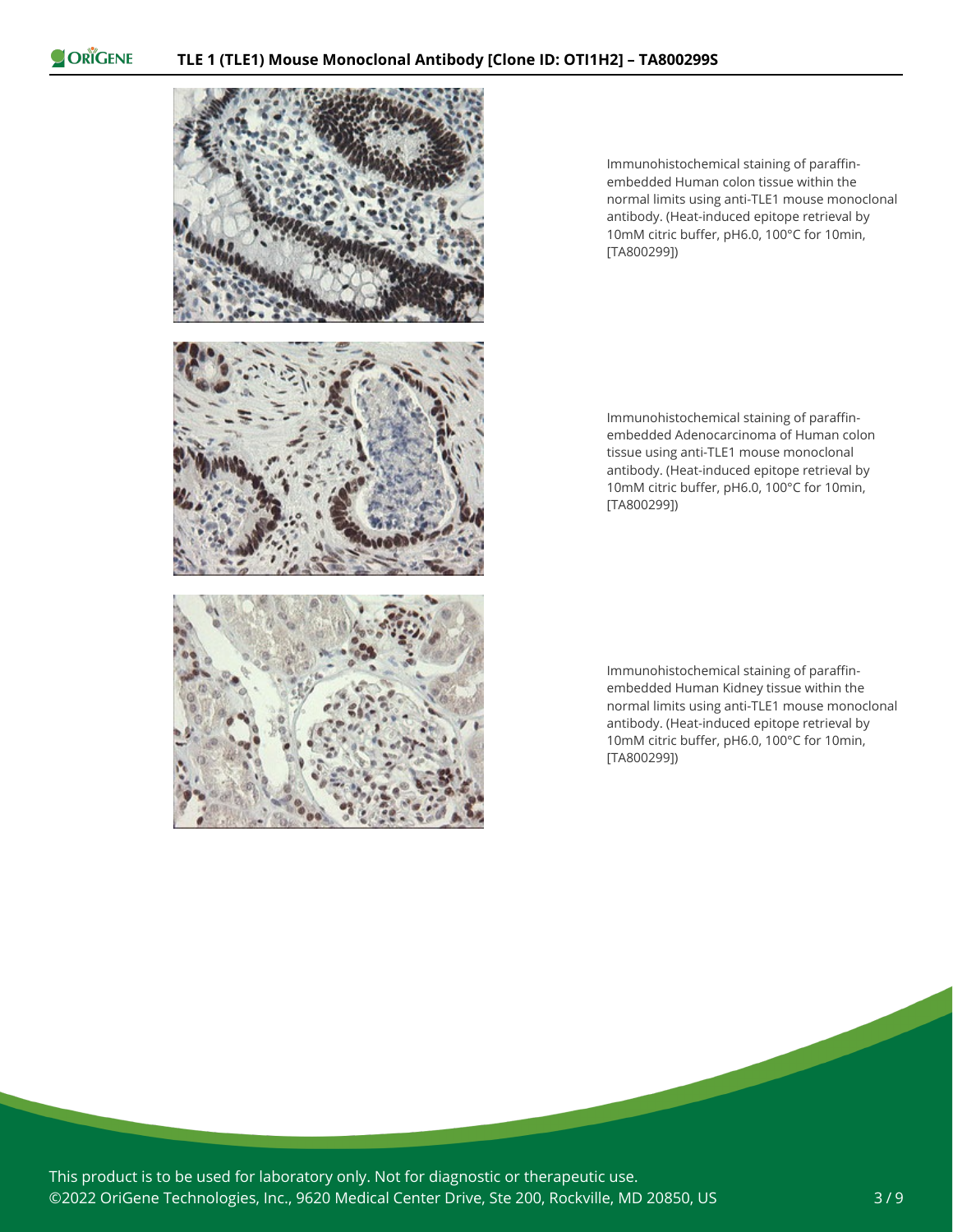Immunohistochemical staining of paraffin-embedded Human colon tissue within the normal limits using anti-TLE1 mouse monoclonal antibody. (Heat-induced epitope retrieval by 10mM citric buffer, pH6.0, 100°C for 10min, [TA800299])

Immunohistochemical staining of paraffin-embedded Adenocarcinoma of Human colon tissue using anti-TLE1 mouse monoclonal antibody. (Heat-induced epitope retrieval by 10mM citric buffer, pH6.0, 100°C for 10min, [TA800299])

Immunohistochemical staining of paraffin-embedded Human Kidney tissue within the normal limits using anti-TLE1 mouse monoclonal antibody. (Heat-induced epitope retrieval by 10mM citric buffer, pH6.0, 100°C for 10min, [TA800299])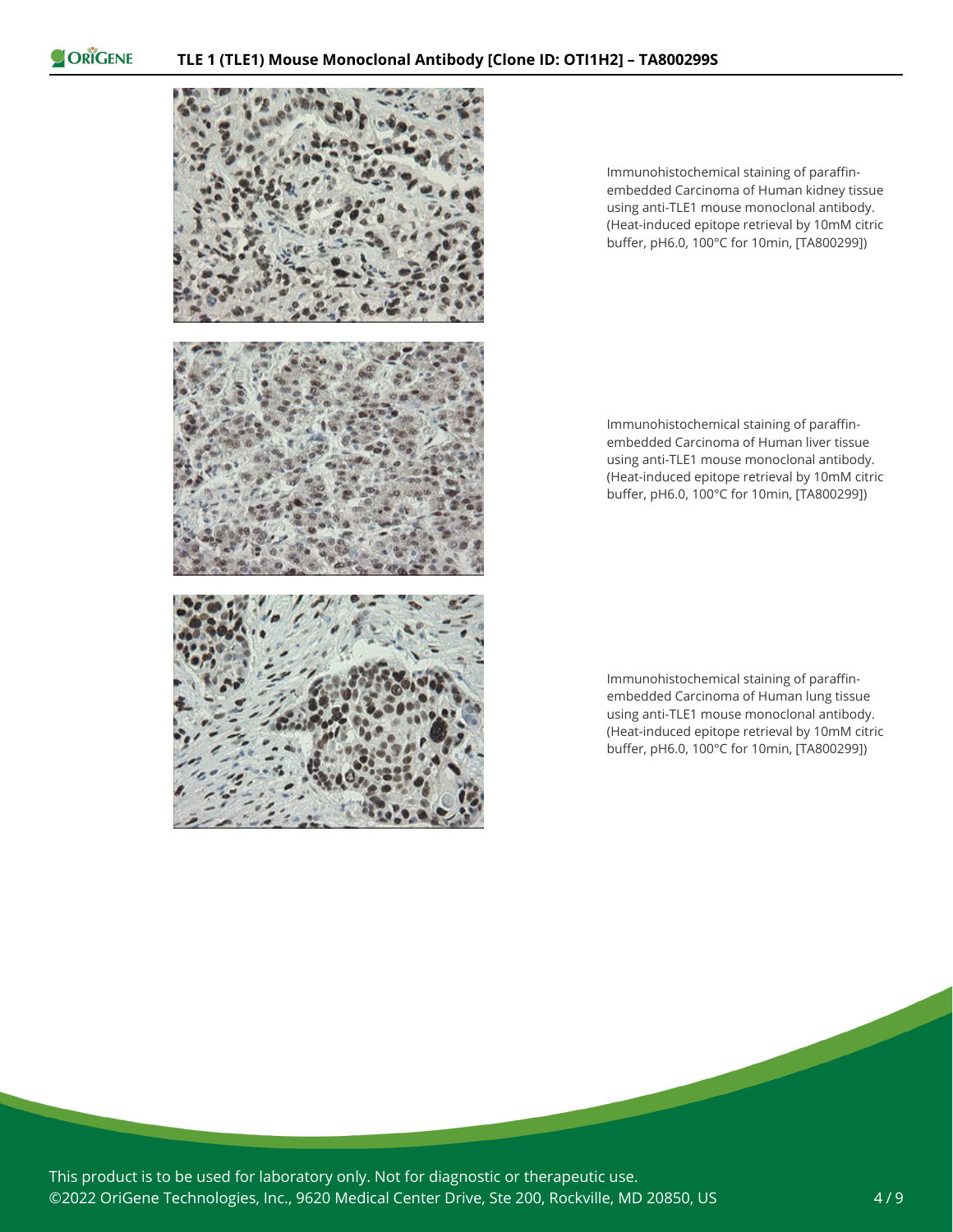Immunohistochemical staining of paraffin-embedded Carcinoma of Human kidney tissue using anti-TLE1 mouse monoclonal antibody. (Heat-induced epitope retrieval by 10mM citric buffer, pH6.0, 100°C for 10min, [TA800299])

Immunohistochemical staining of paraffin-embedded Carcinoma of Human liver tissue using anti-TLE1 mouse monoclonal antibody. (Heat-induced epitope retrieval by 10mM citric buffer, pH6.0, 100°C for 10min, [TA800299])

Immunohistochemical staining of paraffin-embedded Carcinoma of Human lung tissue using anti-TLE1 mouse monoclonal antibody. (Heat-induced epitope retrieval by 10mM citric buffer, pH6.0, 100°C for 10min, [TA800299])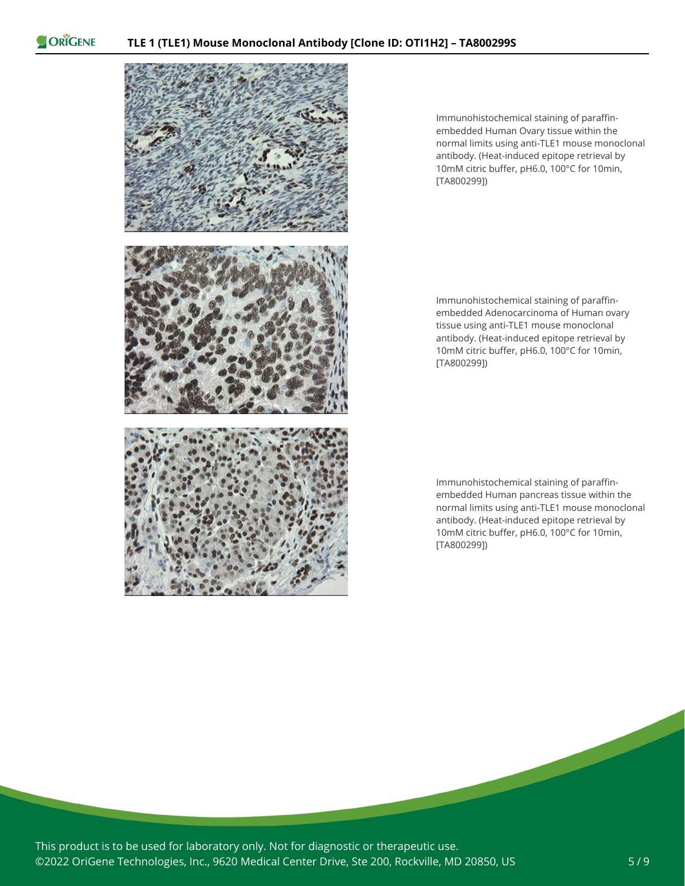Immunohistochemical staining of paraffin-embedded Human Ovary tissue within the normal limits using anti-TLE1 mouse monoclonal antibody. (Heat-induced epitope retrieval by 10mM citric buffer, pH6.0, 100°C for 10min, [TA800299])

Immunohistochemical staining of paraffin-embedded Adenocarcinoma of Human ovary tissue using anti-TLE1 mouse monoclonal antibody. (Heat-induced epitope retrieval by 10mM citric buffer, pH6.0, 100°C for 10min, [TA800299])

Immunohistochemical staining of paraffin-embedded Human pancreas tissue within the normal limits using anti-TLE1 mouse monoclonal antibody. (Heat-induced epitope retrieval by 10mM citric buffer, pH6.0, 100°C for 10min, [TA800299])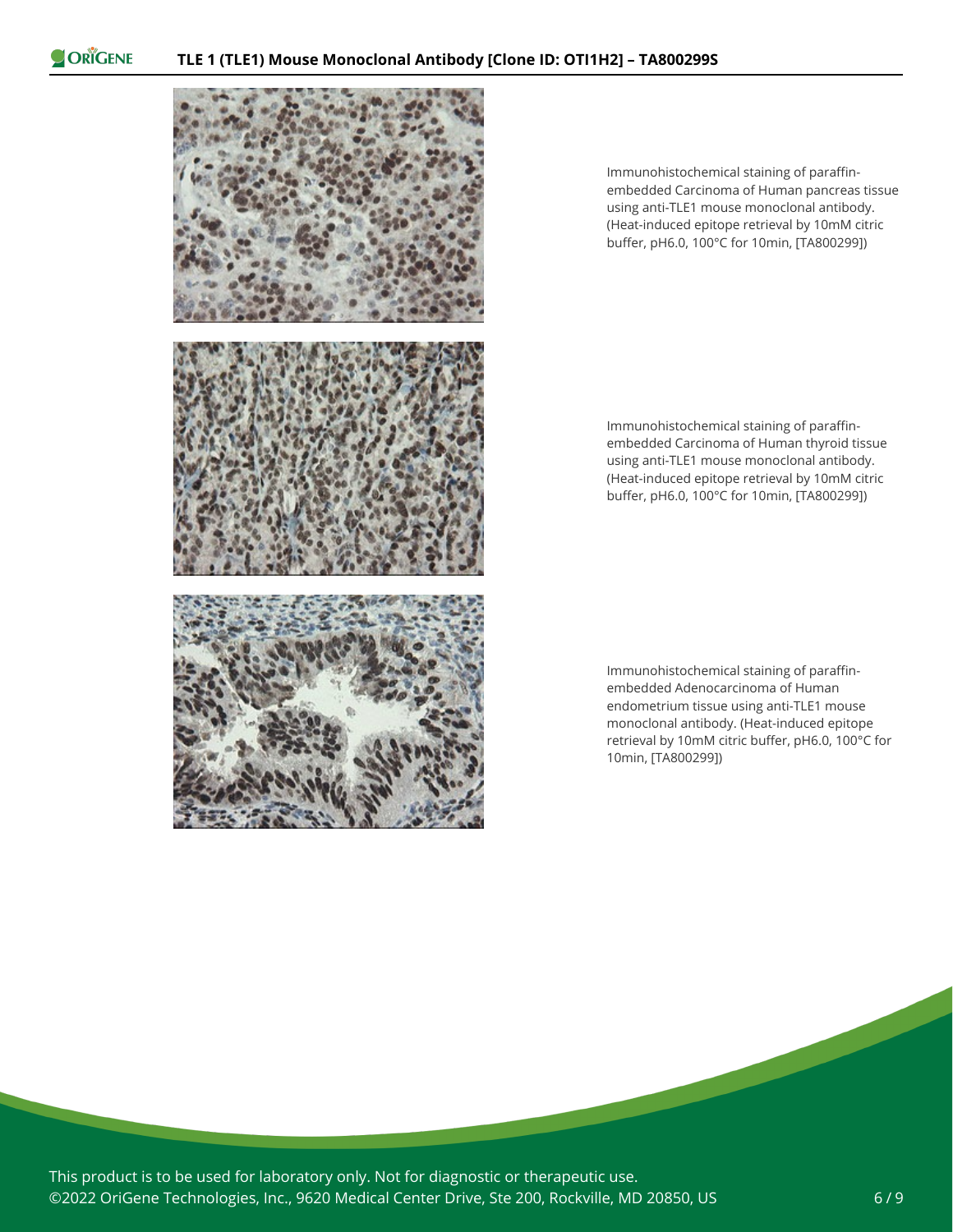Immunohistochemical staining of paraffin-embedded Carcinoma of Human pancreas tissue using anti-TLE1 mouse monoclonal antibody. (Heat-induced epitope retrieval by 10mM citric buffer, pH6.0, 100°C for 10min, [TA800299])

Immunohistochemical staining of paraffin-embedded Carcinoma of Human thyroid tissue using anti-TLE1 mouse monoclonal antibody. (Heat-induced epitope retrieval by 10mM citric buffer, pH6.0, 100°C for 10min, [TA800299])

Immunohistochemical staining of paraffin-embedded Adenocarcinoma of Human endometrium tissue using anti-TLE1 mouse monoclonal antibody. (Heat-induced epitope retrieval by 10mM citric buffer, pH6.0, 100°C for 10min, [TA800299])

This product is to be used for laboratory only. Not for diagnostic or therapeutic use.
©2022 OriGene Technologies, Inc., 9620 Medical Center Drive, Ste 200, Rockville, MD 20850, US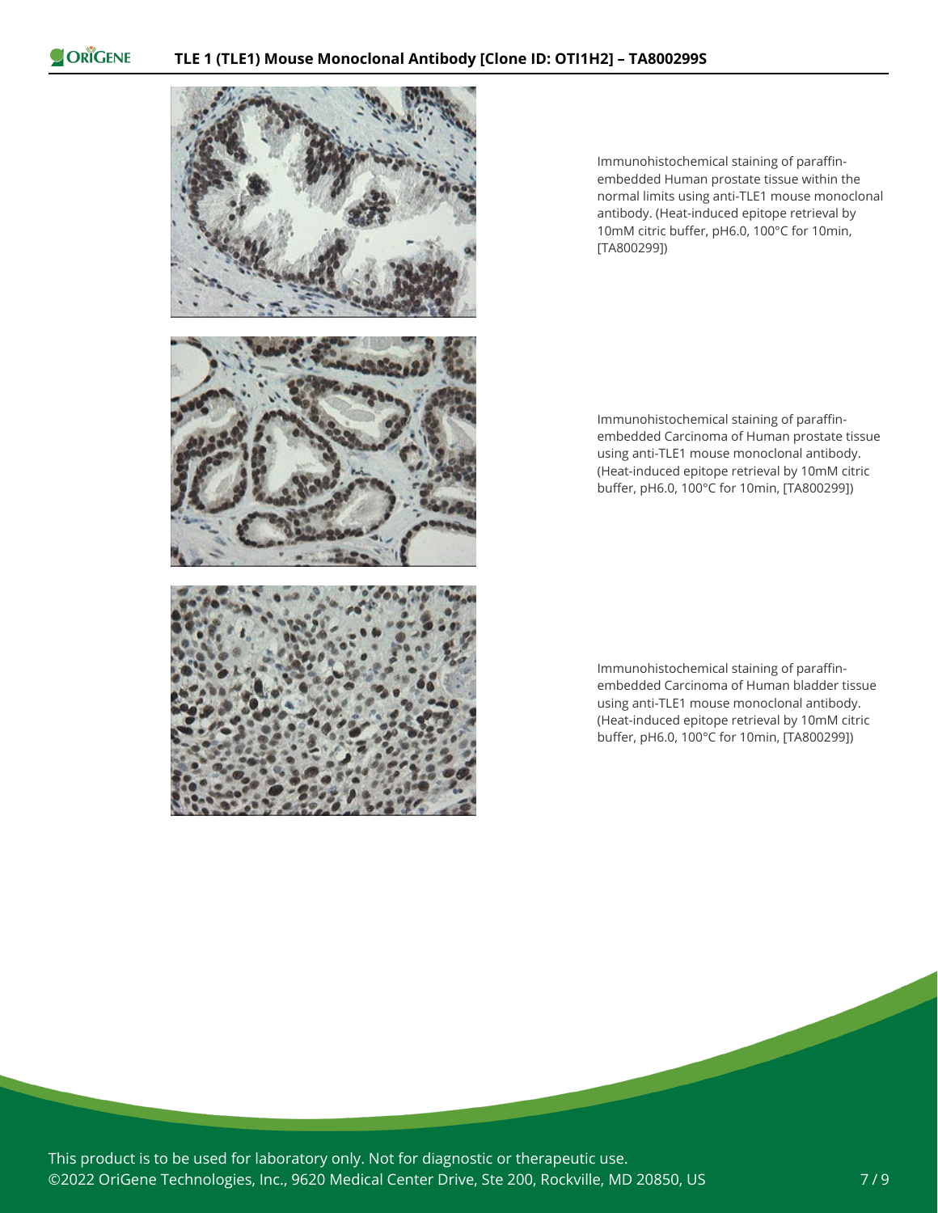Immunohistochemical staining of paraffin-embedded Human prostate tissue within the normal limits using anti-TLE1 mouse monoclonal antibody. (Heat-induced epitope retrieval by 10mM citric buffer, pH6.0, 100°C for 10min, [TA800299])

Immunohistochemical staining of paraffin-embedded Carcinoma of Human prostate tissue using anti-TLE1 mouse monoclonal antibody. (Heat-induced epitope retrieval by 10mM citric buffer, pH6.0, 100°C for 10min, [TA800299])

Immunohistochemical staining of paraffin-embedded Carcinoma of Human bladder tissue using anti-TLE1 mouse monoclonal antibody. (Heat-induced epitope retrieval by 10mM citric buffer, pH6.0, 100°C for 10min, [TA800299])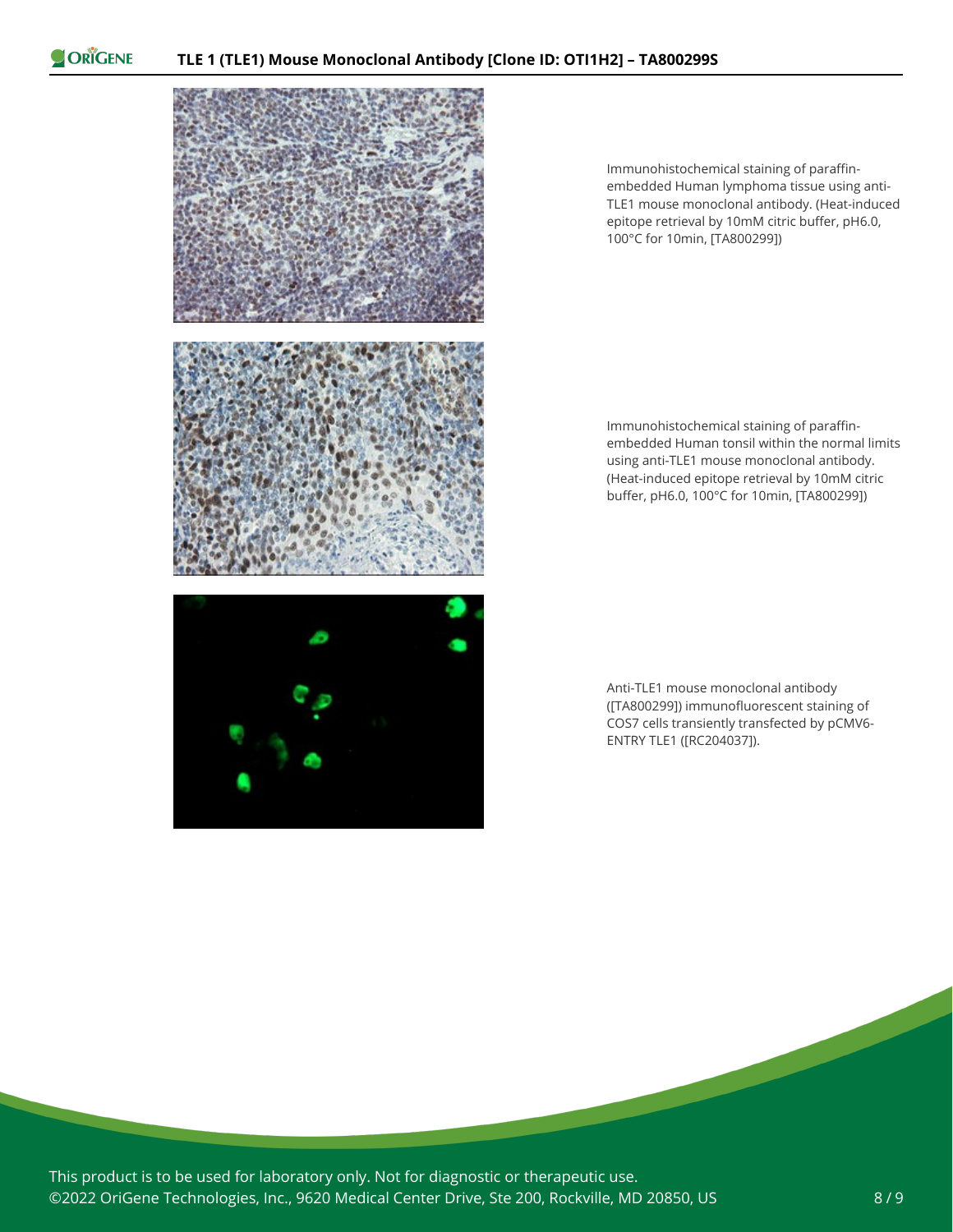Immunohistochemical staining of paraffin-embedded Human lymphoma tissue using anti-TLE1 mouse monoclonal antibody. (Heat-induced epitope retrieval by 10mM citric buffer, pH6.0, 100°C for 10min, [TA800299])

Immunohistochemical staining of paraffin-embedded Human tonsil within the normal limits using anti-TLE1 mouse monoclonal antibody. (Heat-induced epitope retrieval by 10mM citric buffer, pH6.0, 100°C for 10min, [TA800299])

Anti-TLE1 mouse monoclonal antibody ([TA800299]) immunofluorescent staining of COS7 cells transiently transfected by pCMV6-ENTRY TLE1 ([RC204037]).

This product is to be used for laboratory only. Not for diagnostic or therapeutic use.
©2022 OriGene Technologies, Inc., 9620 Medical Center Drive, Ste 200, Rockville, MD 20850, US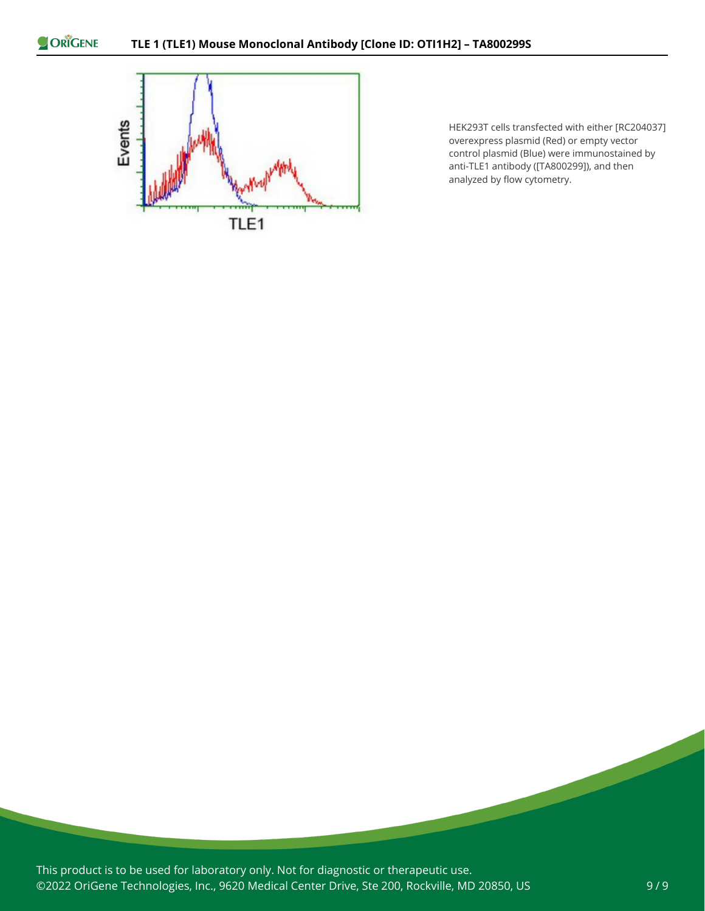Events

TLE1

HEK293T cells transfected with either [RC204037] overexpress plasmid (Red) or empty vector control plasmid (Blue) were immunostained by anti-TLE1 antibody ([TA800299]), and then analyzed by flow cytometry.